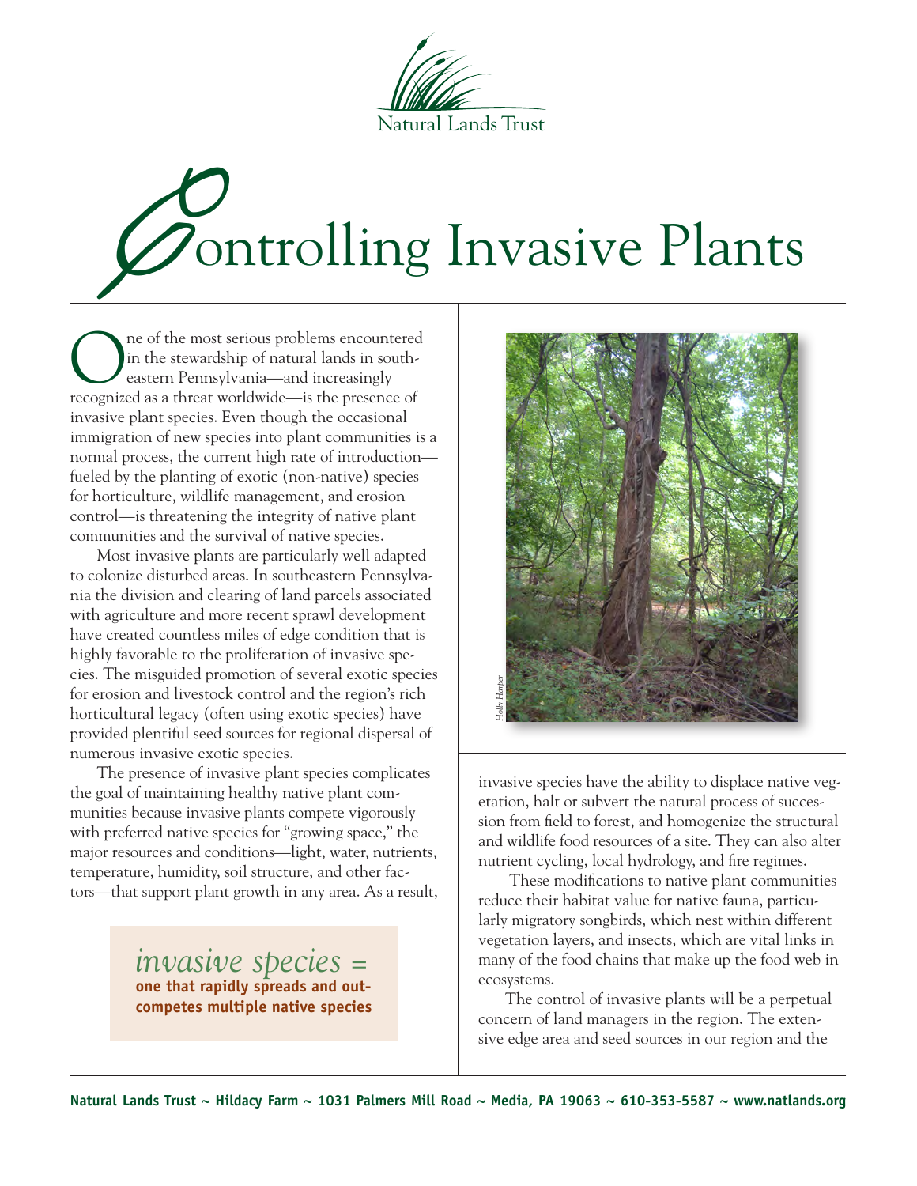Natural Lands Trust

# Controlling Invasive Plants

One of the most serious problems encountered in the stewardship of natural lands in southeastern Pennsylvania—and increasingly recognized as a threat worldwide—is the presence of invasive plant species. Even though the occasional immigration of new species into plant communities is a normal process, the current high rate of introduction—fueled by the planting of exotic (non-native) species for horticulture, wildlife management, and erosion control—is threatening the integrity of native plant communities and the survival of native species.

Most invasive plants are particularly well adapted to colonize disturbed areas. In southeastern Pennsylvania the division and clearing of land parcels associated with agriculture and more recent sprawl development have created countless miles of edge condition that is highly favorable to the proliferation of invasive species. The misguided promotion of several exotic species for erosion and livestock control and the region's rich horticultural legacy (often using exotic species) have provided plentiful seed sources for regional dispersal of numerous invasive exotic species.

The presence of invasive plant species complicates the goal of maintaining healthy native plant communities because invasive plants compete vigorously with preferred native species for "growing space," the major resources and conditions—light, water, nutrients, temperature, humidity, soil structure, and other factors—that support plant growth in any area. As a result, invasive species have the ability to displace native vegetation, halt or subvert the natural process of succession from field to forest, and homogenize the structural and wildlife food resources of a site. They can also alter nutrient cycling, local hydrology, and fire regimes.

> *invasive species* = **one that rapidly spreads and outcompetes multiple native species**

*Holly Harper*

These modifications to native plant communities reduce their habitat value for native fauna, particularly migratory songbirds, which nest within different vegetation layers, and insects, which are vital links in many of the food chains that make up the food web in ecosystems.

The control of invasive plants will be a perpetual concern of land managers in the region. The extensive edge area and seed sources in our region and the

**Natural Lands Trust ~ Hildacy Farm ~ 1031 Palmers Mill Road ~ Media, PA 19063 ~ 610-353-5587 ~ www.natlands.org**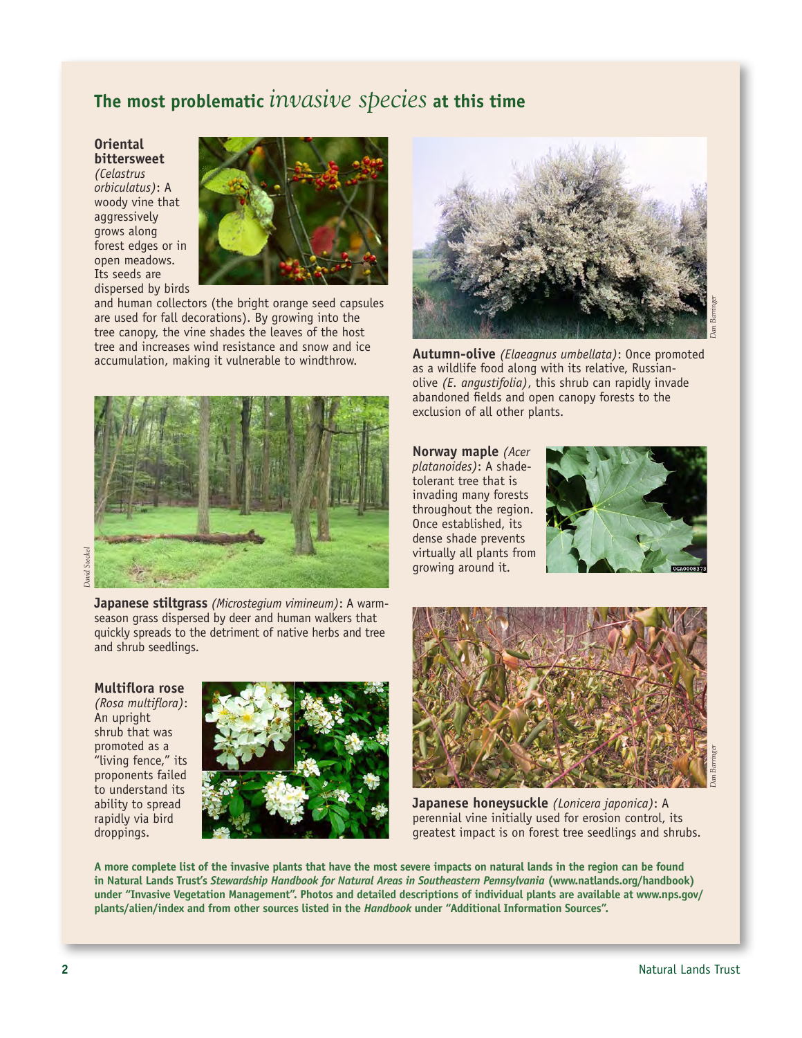## The most problematic *invasive species* at this time

**Oriental bittersweet** *(Celastrus orbiculatus)*: A woody vine that aggressively grows along forest edges or in open meadows. Its seeds are dispersed by birds and human collectors (the bright orange seed capsules are used for fall decorations). By growing into the tree canopy, the vine shades the leaves of the host tree and increases wind resistance and snow and ice accumulation, making it vulnerable to windthrow.

**Autumn-olive** *(Elaeagnus umbellata)*: Once promoted as a wildlife food along with its relative, Russian-olive *(E. angustifolia)*, this shrub can rapidly invade abandoned fields and open canopy forests to the exclusion of all other plants.

**Norway maple** *(Acer platanoides)*: A shade-tolerant tree that is invading many forests throughout the region. Once established, its dense shade prevents virtually all plants from growing around it.

**Japanese stiltgrass** *(Microstegium vimineum)*: A warm-season grass dispersed by deer and human walkers that quickly spreads to the detriment of native herbs and tree and shrub seedlings.

**Multiflora rose** *(Rosa multiflora)*: An upright shrub that was promoted as a "living fence," its proponents failed to understand its ability to spread rapidly via bird droppings.

**Japanese honeysuckle** *(Lonicera japonica)*: A perennial vine initially used for erosion control, its greatest impact is on forest tree seedlings and shrubs.

**A more complete list of the invasive plants that have the most severe impacts on natural lands in the region can be found in Natural Lands Trust's *Stewardship Handbook for Natural Areas in Southeastern Pennsylvania* (www.natlands.org/handbook) under "Invasive Vegetation Management". Photos and detailed descriptions of individual plants are available at www.nps.gov/plants/alien/index and from other sources listed in the *Handbook* under "Additional Information Sources".**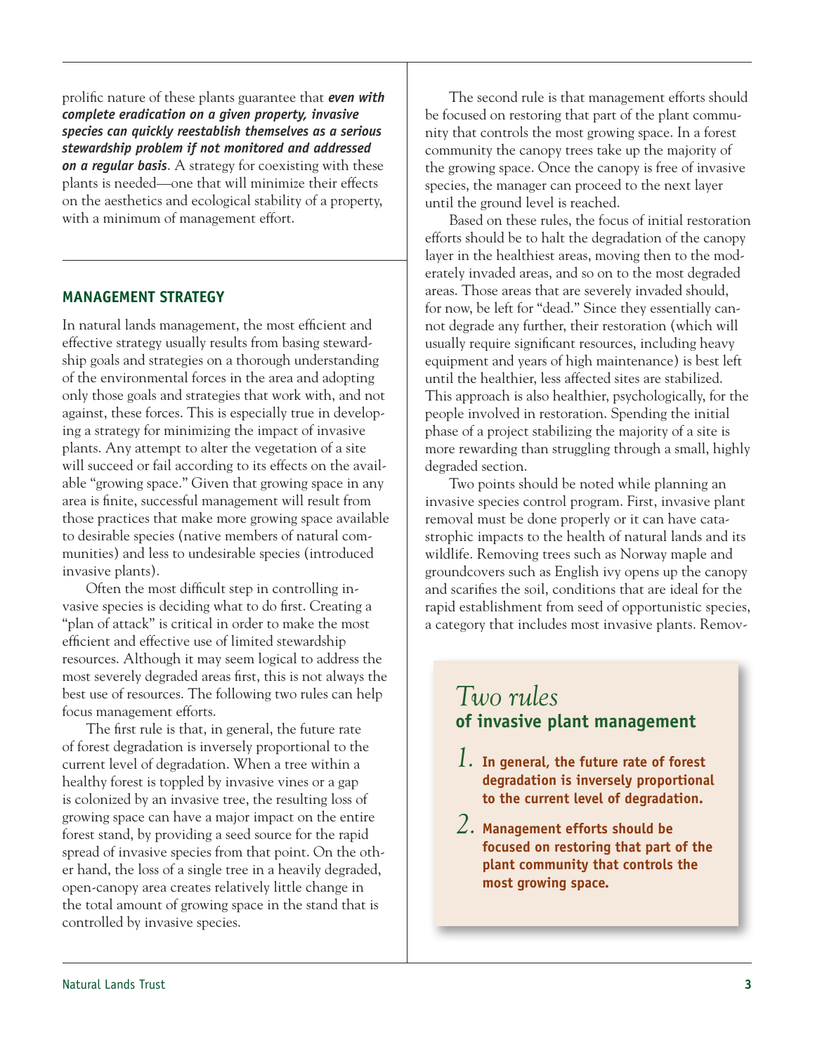prolific nature of these plants guarantee that ***even with complete eradication on a given property, invasive species can quickly reestablish themselves as a serious stewardship problem if not monitored and addressed on a regular basis***. A strategy for coexisting with these plants is needed—one that will minimize their effects on the aesthetics and ecological stability of a property, with a minimum of management effort.

## MANAGEMENT STRATEGY

In natural lands management, the most efficient and effective strategy usually results from basing stewardship goals and strategies on a thorough understanding of the environmental forces in the area and adopting only those goals and strategies that work with, and not against, these forces. This is especially true in developing a strategy for minimizing the impact of invasive plants. Any attempt to alter the vegetation of a site will succeed or fail according to its effects on the available "growing space." Given that growing space in any area is finite, successful management will result from those practices that make more growing space available to desirable species (native members of natural communities) and less to undesirable species (introduced invasive plants).

Often the most difficult step in controlling invasive species is deciding what to do first. Creating a "plan of attack" is critical in order to make the most efficient and effective use of limited stewardship resources. Although it may seem logical to address the most severely degraded areas first, this is not always the best use of resources. The following two rules can help focus management efforts.

The first rule is that, in general, the future rate of forest degradation is inversely proportional to the current level of degradation. When a tree within a healthy forest is toppled by invasive vines or a gap is colonized by an invasive tree, the resulting loss of growing space can have a major impact on the entire forest stand, by providing a seed source for the rapid spread of invasive species from that point. On the other hand, the loss of a single tree in a heavily degraded, open-canopy area creates relatively little change in the total amount of growing space in the stand that is controlled by invasive species.

The second rule is that management efforts should be focused on restoring that part of the plant community that controls the most growing space. In a forest community the canopy trees take up the majority of the growing space. Once the canopy is free of invasive species, the manager can proceed to the next layer until the ground level is reached.

Based on these rules, the focus of initial restoration efforts should be to halt the degradation of the canopy layer in the healthiest areas, moving then to the moderately invaded areas, and so on to the most degraded areas. Those areas that are severely invaded should, for now, be left for "dead." Since they essentially cannot degrade any further, their restoration (which will usually require significant resources, including heavy equipment and years of high maintenance) is best left until the healthier, less affected sites are stabilized. This approach is also healthier, psychologically, for the people involved in restoration. Spending the initial phase of a project stabilizing the majority of a site is more rewarding than struggling through a small, highly degraded section.

Two points should be noted while planning an invasive species control program. First, invasive plant removal must be done properly or it can have catastrophic impacts to the health of natural lands and its wildlife. Removing trees such as Norway maple and groundcovers such as English ivy opens up the canopy and scarifies the soil, conditions that are ideal for the rapid establishment from seed of opportunistic species, a category that includes most invasive plants. Remov-

> ### *Two rules* of invasive plant management
>
> 1. **In general, the future rate of forest degradation is inversely proportional to the current level of degradation.**
> 2. **Management efforts should be focused on restoring that part of the plant community that controls the most growing space.**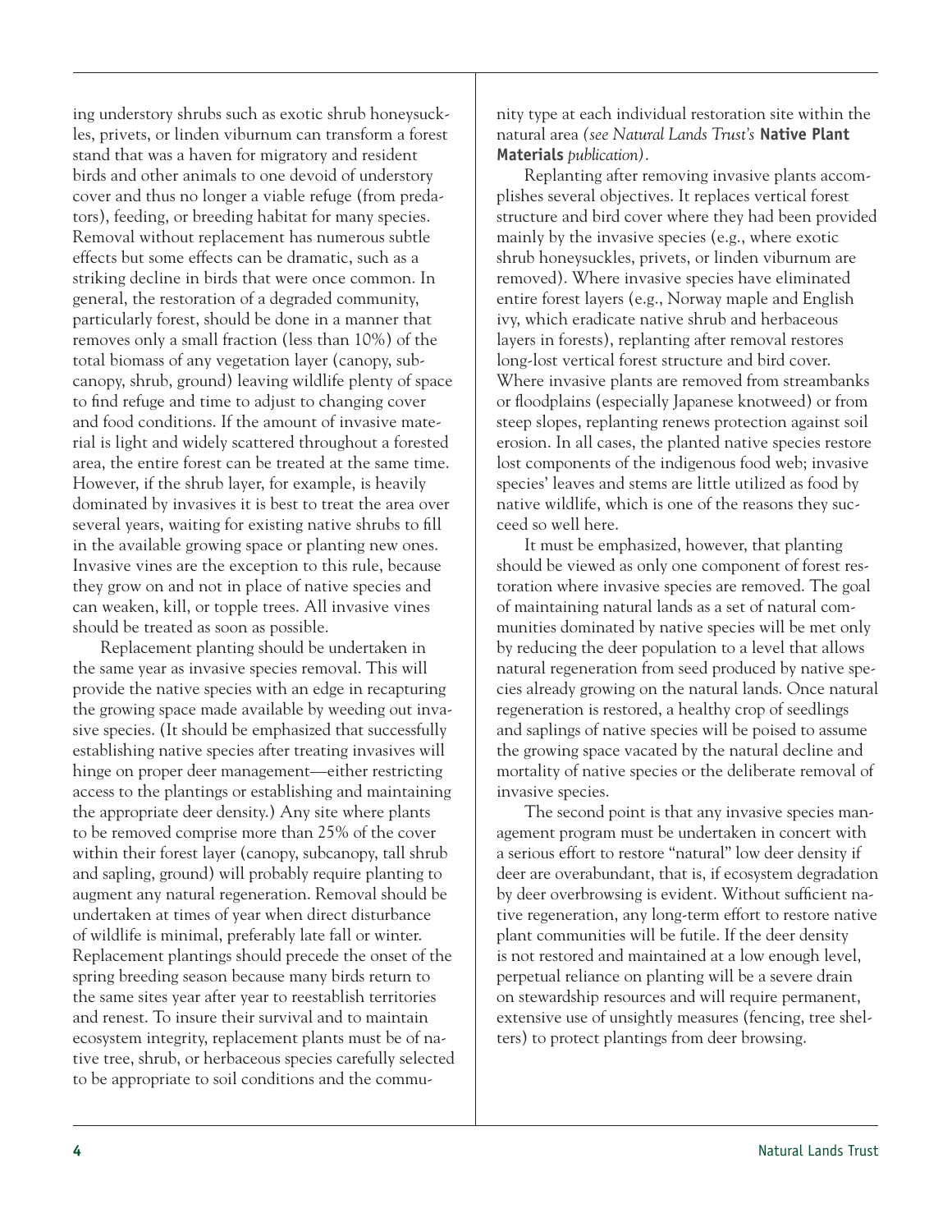ing understory shrubs such as exotic shrub honeysuckles, privets, or linden viburnum can transform a forest stand that was a haven for migratory and resident birds and other animals to one devoid of understory cover and thus no longer a viable refuge (from predators), feeding, or breeding habitat for many species. Removal without replacement has numerous subtle effects but some effects can be dramatic, such as a striking decline in birds that were once common. In general, the restoration of a degraded community, particularly forest, should be done in a manner that removes only a small fraction (less than 10%) of the total biomass of any vegetation layer (canopy, subcanopy, shrub, ground) leaving wildlife plenty of space to find refuge and time to adjust to changing cover and food conditions. If the amount of invasive material is light and widely scattered throughout a forested area, the entire forest can be treated at the same time. However, if the shrub layer, for example, is heavily dominated by invasives it is best to treat the area over several years, waiting for existing native shrubs to fill in the available growing space or planting new ones. Invasive vines are the exception to this rule, because they grow on and not in place of native species and can weaken, kill, or topple trees. All invasive vines should be treated as soon as possible.

Replacement planting should be undertaken in the same year as invasive species removal. This will provide the native species with an edge in recapturing the growing space made available by weeding out invasive species. (It should be emphasized that successfully establishing native species after treating invasives will hinge on proper deer management—either restricting access to the plantings or establishing and maintaining the appropriate deer density.) Any site where plants to be removed comprise more than 25% of the cover within their forest layer (canopy, subcanopy, tall shrub and sapling, ground) will probably require planting to augment any natural regeneration. Removal should be undertaken at times of year when direct disturbance of wildlife is minimal, preferably late fall or winter. Replacement plantings should precede the onset of the spring breeding season because many birds return to the same sites year after year to reestablish territories and renest. To insure their survival and to maintain ecosystem integrity, replacement plants must be of native tree, shrub, or herbaceous species carefully selected to be appropriate to soil conditions and the community type at each individual restoration site within the natural area *(see Natural Lands Trust's* **Native Plant Materials** *publication)*.

Replanting after removing invasive plants accomplishes several objectives. It replaces vertical forest structure and bird cover where they had been provided mainly by the invasive species (e.g., where exotic shrub honeysuckles, privets, or linden viburnum are removed). Where invasive species have eliminated entire forest layers (e.g., Norway maple and English ivy, which eradicate native shrub and herbaceous layers in forests), replanting after removal restores long-lost vertical forest structure and bird cover. Where invasive plants are removed from streambanks or floodplains (especially Japanese knotweed) or from steep slopes, replanting renews protection against soil erosion. In all cases, the planted native species restore lost components of the indigenous food web; invasive species' leaves and stems are little utilized as food by native wildlife, which is one of the reasons they succeed so well here.

It must be emphasized, however, that planting should be viewed as only one component of forest restoration where invasive species are removed. The goal of maintaining natural lands as a set of natural communities dominated by native species will be met only by reducing the deer population to a level that allows natural regeneration from seed produced by native species already growing on the natural lands. Once natural regeneration is restored, a healthy crop of seedlings and saplings of native species will be poised to assume the growing space vacated by the natural decline and mortality of native species or the deliberate removal of invasive species.

The second point is that any invasive species management program must be undertaken in concert with a serious effort to restore "natural" low deer density if deer are overabundant, that is, if ecosystem degradation by deer overbrowsing is evident. Without sufficient native regeneration, any long-term effort to restore native plant communities will be futile. If the deer density is not restored and maintained at a low enough level, perpetual reliance on planting will be a severe drain on stewardship resources and will require permanent, extensive use of unsightly measures (fencing, tree shelters) to protect plantings from deer browsing.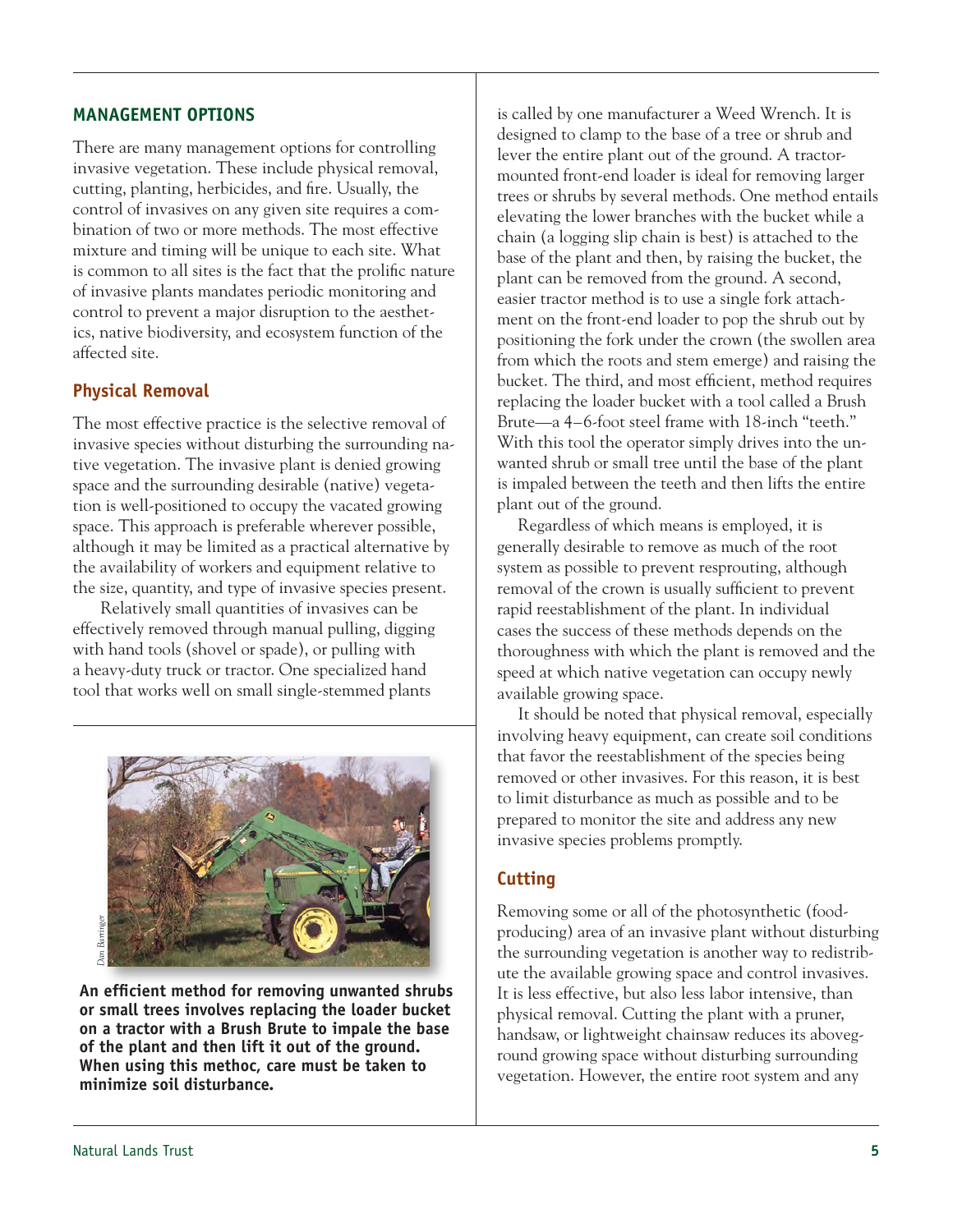## MANAGEMENT OPTIONS

There are many management options for controlling invasive vegetation. These include physical removal, cutting, planting, herbicides, and fire. Usually, the control of invasives on any given site requires a combination of two or more methods. The most effective mixture and timing will be unique to each site. What is common to all sites is the fact that the prolific nature of invasive plants mandates periodic monitoring and control to prevent a major disruption to the aesthetics, native biodiversity, and ecosystem function of the affected site.

### Physical Removal

The most effective practice is the selective removal of invasive species without disturbing the surrounding native vegetation. The invasive plant is denied growing space and the surrounding desirable (native) vegetation is well-positioned to occupy the vacated growing space. This approach is preferable wherever possible, although it may be limited as a practical alternative by the availability of workers and equipment relative to the size, quantity, and type of invasive species present.

Relatively small quantities of invasives can be effectively removed through manual pulling, digging with hand tools (shovel or spade), or pulling with a heavy-duty truck or tractor. One specialized hand tool that works well on small single-stemmed plants is called by one manufacturer a Weed Wrench. It is designed to clamp to the base of a tree or shrub and lever the entire plant out of the ground. A tractor-mounted front-end loader is ideal for removing larger trees or shrubs by several methods. One method entails elevating the lower branches with the bucket while a chain (a logging slip chain is best) is attached to the base of the plant and then, by raising the bucket, the plant can be removed from the ground. A second, easier tractor method is to use a single fork attachment on the front-end loader to pop the shrub out by positioning the fork under the crown (the swollen area from which the roots and stem emerge) and raising the bucket. The third, and most efficient, method requires replacing the loader bucket with a tool called a Brush Brute—a 4–6-foot steel frame with 18-inch "teeth." With this tool the operator simply drives into the unwanted shrub or small tree until the base of the plant is impaled between the teeth and then lifts the entire plant out of the ground.

Regardless of which means is employed, it is generally desirable to remove as much of the root system as possible to prevent resprouting, although removal of the crown is usually sufficient to prevent rapid reestablishment of the plant. In individual cases the success of these methods depends on the thoroughness with which the plant is removed and the speed at which native vegetation can occupy newly available growing space.

It should be noted that physical removal, especially involving heavy equipment, can create soil conditions that favor the reestablishment of the species being removed or other invasives. For this reason, it is best to limit disturbance as much as possible and to be prepared to monitor the site and address any new invasive species problems promptly.

**An efficient method for removing unwanted shrubs or small trees involves replacing the loader bucket on a tractor with a Brush Brute to impale the base of the plant and then lift it out of the ground. When using this methoc, care must be taken to minimize soil disturbance.**

### Cutting

Removing some or all of the photosynthetic (food-producing) area of an invasive plant without disturbing the surrounding vegetation is another way to redistribute the available growing space and control invasives. It is less effective, but also less labor intensive, than physical removal. Cutting the plant with a pruner, handsaw, or lightweight chainsaw reduces its aboveground growing space without disturbing surrounding vegetation. However, the entire root system and any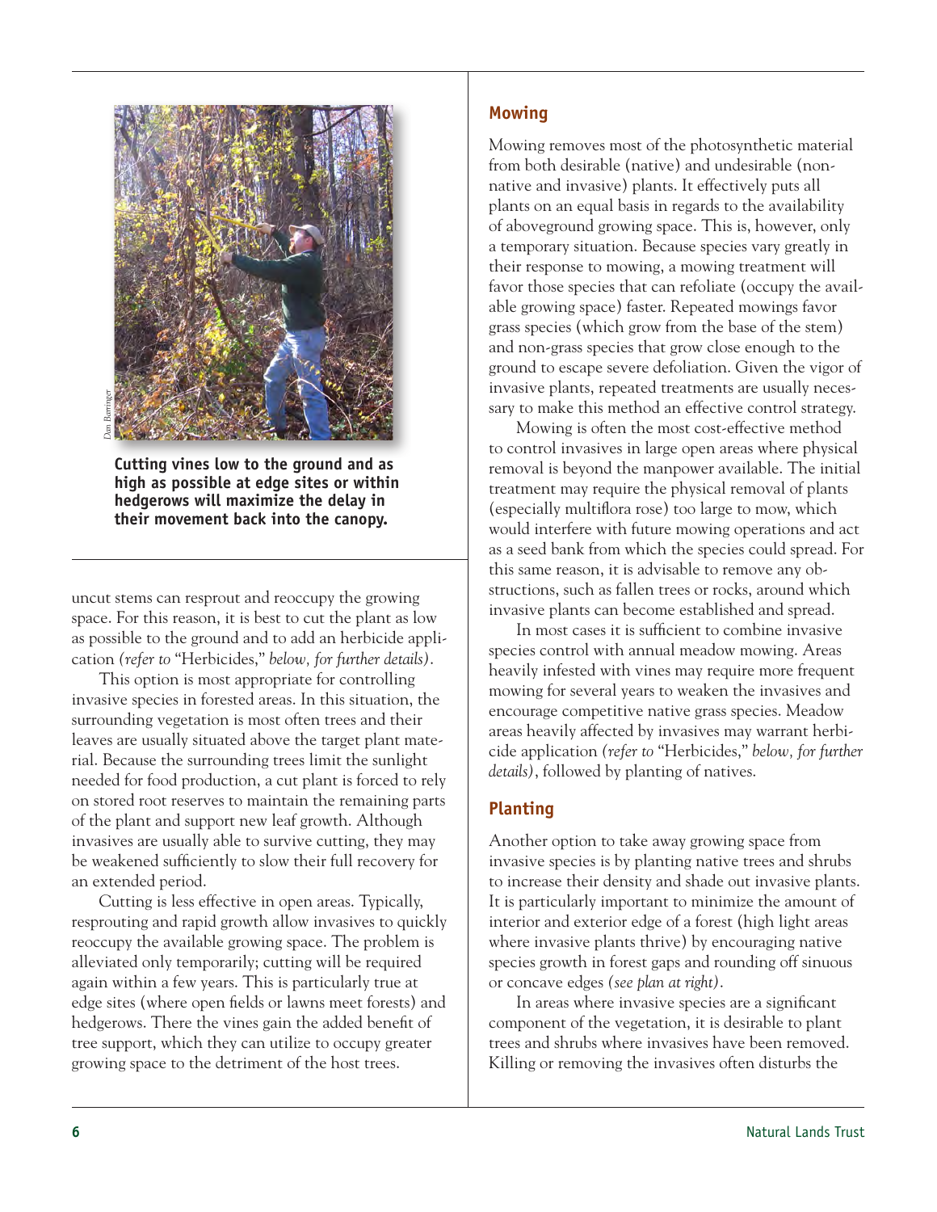Cutting vines low to the ground and as high as possible at edge sites or within hedgerows will maximize the delay in their movement back into the canopy.

uncut stems can resprout and reoccupy the growing space. For this reason, it is best to cut the plant as low as possible to the ground and to add an herbicide application *(refer to* "Herbicides," *below, for further details)*.

This option is most appropriate for controlling invasive species in forested areas. In this situation, the surrounding vegetation is most often trees and their leaves are usually situated above the target plant material. Because the surrounding trees limit the sunlight needed for food production, a cut plant is forced to rely on stored root reserves to maintain the remaining parts of the plant and support new leaf growth. Although invasives are usually able to survive cutting, they may be weakened sufficiently to slow their full recovery for an extended period.

Cutting is less effective in open areas. Typically, resprouting and rapid growth allow invasives to quickly reoccupy the available growing space. The problem is alleviated only temporarily; cutting will be required again within a few years. This is particularly true at edge sites (where open fields or lawns meet forests) and hedgerows. There the vines gain the added benefit of tree support, which they can utilize to occupy greater growing space to the detriment of the host trees.

## Mowing

Mowing removes most of the photosynthetic material from both desirable (native) and undesirable (non-native and invasive) plants. It effectively puts all plants on an equal basis in regards to the availability of aboveground growing space. This is, however, only a temporary situation. Because species vary greatly in their response to mowing, a mowing treatment will favor those species that can refoliate (occupy the available growing space) faster. Repeated mowings favor grass species (which grow from the base of the stem) and non-grass species that grow close enough to the ground to escape severe defoliation. Given the vigor of invasive plants, repeated treatments are usually necessary to make this method an effective control strategy.

Mowing is often the most cost-effective method to control invasives in large open areas where physical removal is beyond the manpower available. The initial treatment may require the physical removal of plants (especially multiflora rose) too large to mow, which would interfere with future mowing operations and act as a seed bank from which the species could spread. For this same reason, it is advisable to remove any obstructions, such as fallen trees or rocks, around which invasive plants can become established and spread.

In most cases it is sufficient to combine invasive species control with annual meadow mowing. Areas heavily infested with vines may require more frequent mowing for several years to weaken the invasives and encourage competitive native grass species. Meadow areas heavily affected by invasives may warrant herbicide application *(refer to* "Herbicides," *below, for further details)*, followed by planting of natives.

## Planting

Another option to take away growing space from invasive species is by planting native trees and shrubs to increase their density and shade out invasive plants. It is particularly important to minimize the amount of interior and exterior edge of a forest (high light areas where invasive plants thrive) by encouraging native species growth in forest gaps and rounding off sinuous or concave edges *(see plan at right)*.

In areas where invasive species are a significant component of the vegetation, it is desirable to plant trees and shrubs where invasives have been removed. Killing or removing the invasives often disturbs the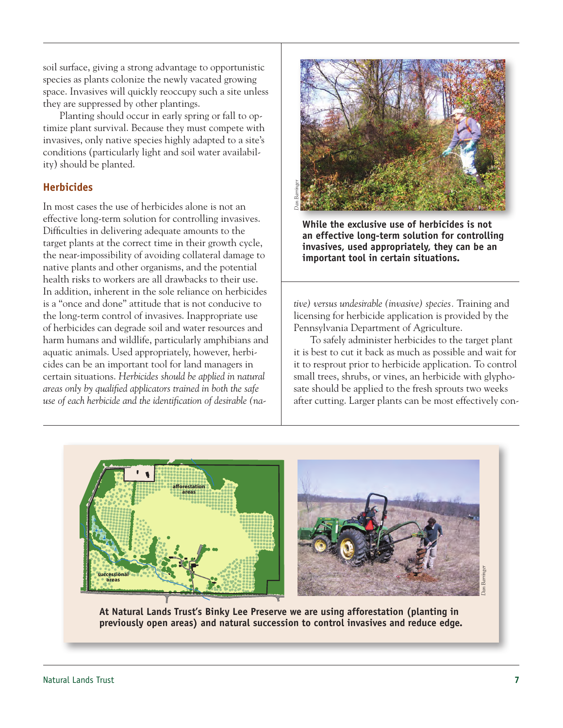soil surface, giving a strong advantage to opportunistic species as plants colonize the newly vacated growing space. Invasives will quickly reoccupy such a site unless they are suppressed by other plantings.

Planting should occur in early spring or fall to optimize plant survival. Because they must compete with invasives, only native species highly adapted to a site's conditions (particularly light and soil water availability) should be planted.

### Herbicides

In most cases the use of herbicides alone is not an effective long-term solution for controlling invasives. Difficulties in delivering adequate amounts to the target plants at the correct time in their growth cycle, the near-impossibility of avoiding collateral damage to native plants and other organisms, and the potential health risks to workers are all drawbacks to their use. In addition, inherent in the sole reliance on herbicides is a "once and done" attitude that is not conducive to the long-term control of invasives. Inappropriate use of herbicides can degrade soil and water resources and harm humans and wildlife, particularly amphibians and aquatic animals. Used appropriately, however, herbicides can be an important tool for land managers in certain situations. *Herbicides should be applied in natural areas only by qualified applicators trained in both the safe use of each herbicide and the identification of desirable (native) versus undesirable (invasive) species.* Training and licensing for herbicide application is provided by the Pennsylvania Department of Agriculture.

To safely administer herbicides to the target plant it is best to cut it back as much as possible and wait for it to resprout prior to herbicide application. To control small trees, shrubs, or vines, an herbicide with glyphosate should be applied to the fresh sprouts two weeks after cutting. Larger plants can be most effectively con-

Dan Barringer

**While the exclusive use of herbicides is not an effective long-term solution for controlling invasives, used appropriately, they can be an important tool in certain situations.**

afforestation areas

successional areas

Dan Barringer

**At Natural Lands Trust's Binky Lee Preserve we are using afforestation (planting in previously open areas) and natural succession to control invasives and reduce edge.**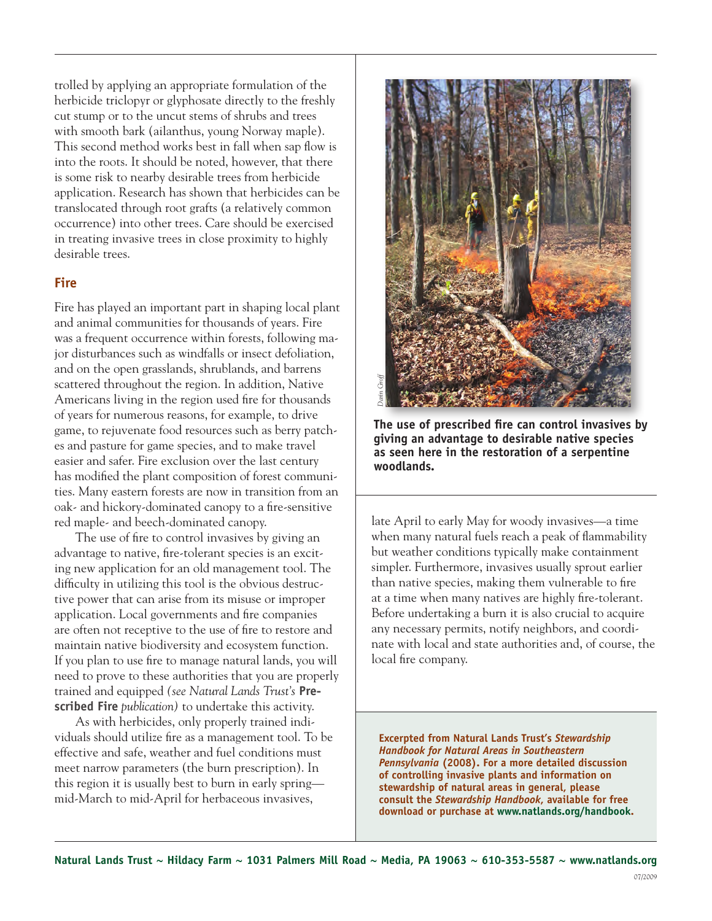trolled by applying an appropriate formulation of the herbicide triclopyr or glyphosate directly to the freshly cut stump or to the uncut stems of shrubs and trees with smooth bark (ailanthus, young Norway maple). This second method works best in fall when sap flow is into the roots. It should be noted, however, that there is some risk to nearby desirable trees from herbicide application. Research has shown that herbicides can be translocated through root grafts (a relatively common occurrence) into other trees. Care should be exercised in treating invasive trees in close proximity to highly desirable trees.

## Fire

Fire has played an important part in shaping local plant and animal communities for thousands of years. Fire was a frequent occurrence within forests, following major disturbances such as windfalls or insect defoliation, and on the open grasslands, shrublands, and barrens scattered throughout the region. In addition, Native Americans living in the region used fire for thousands of years for numerous reasons, for example, to drive game, to rejuvenate food resources such as berry patches and pasture for game species, and to make travel easier and safer. Fire exclusion over the last century has modified the plant composition of forest communities. Many eastern forests are now in transition from an oak- and hickory-dominated canopy to a fire-sensitive red maple- and beech-dominated canopy.

The use of fire to control invasives by giving an advantage to native, fire-tolerant species is an exciting new application for an old management tool. The difficulty in utilizing this tool is the obvious destructive power that can arise from its misuse or improper application. Local governments and fire companies are often not receptive to the use of fire to restore and maintain native biodiversity and ecosystem function. If you plan to use fire to manage natural lands, you will need to prove to these authorities that you are properly trained and equipped *(see Natural Lands Trust's* **Prescribed Fire** *publication)* to undertake this activity.

As with herbicides, only properly trained individuals should utilize fire as a management tool. To be effective and safe, weather and fuel conditions must meet narrow parameters (the burn prescription). In this region it is usually best to burn in early spring—mid-March to mid-April for herbaceous invasives, late April to early May for woody invasives—a time when many natural fuels reach a peak of flammability but weather conditions typically make containment simpler. Furthermore, invasives usually sprout earlier than native species, making them vulnerable to fire at a time when many natives are highly fire-tolerant. Before undertaking a burn it is also crucial to acquire any necessary permits, notify neighbors, and coordinate with local and state authorities and, of course, the local fire company.

*Daryn Groff*

**The use of prescribed fire can control invasives by giving an advantage to desirable native species as seen here in the restoration of a serpentine woodlands.**

**Excerpted from Natural Lands Trust's *Stewardship Handbook for Natural Areas in Southeastern Pennsylvania* (2008). For a more detailed discussion of controlling invasive plants and information on stewardship of natural areas in general, please consult the *Stewardship Handbook,* available for free download or purchase at www.natlands.org/handbook.**

**Natural Lands Trust ~ Hildacy Farm ~ 1031 Palmers Mill Road ~ Media, PA 19063 ~ 610-353-5587 ~ www.natlands.org**

07/2009